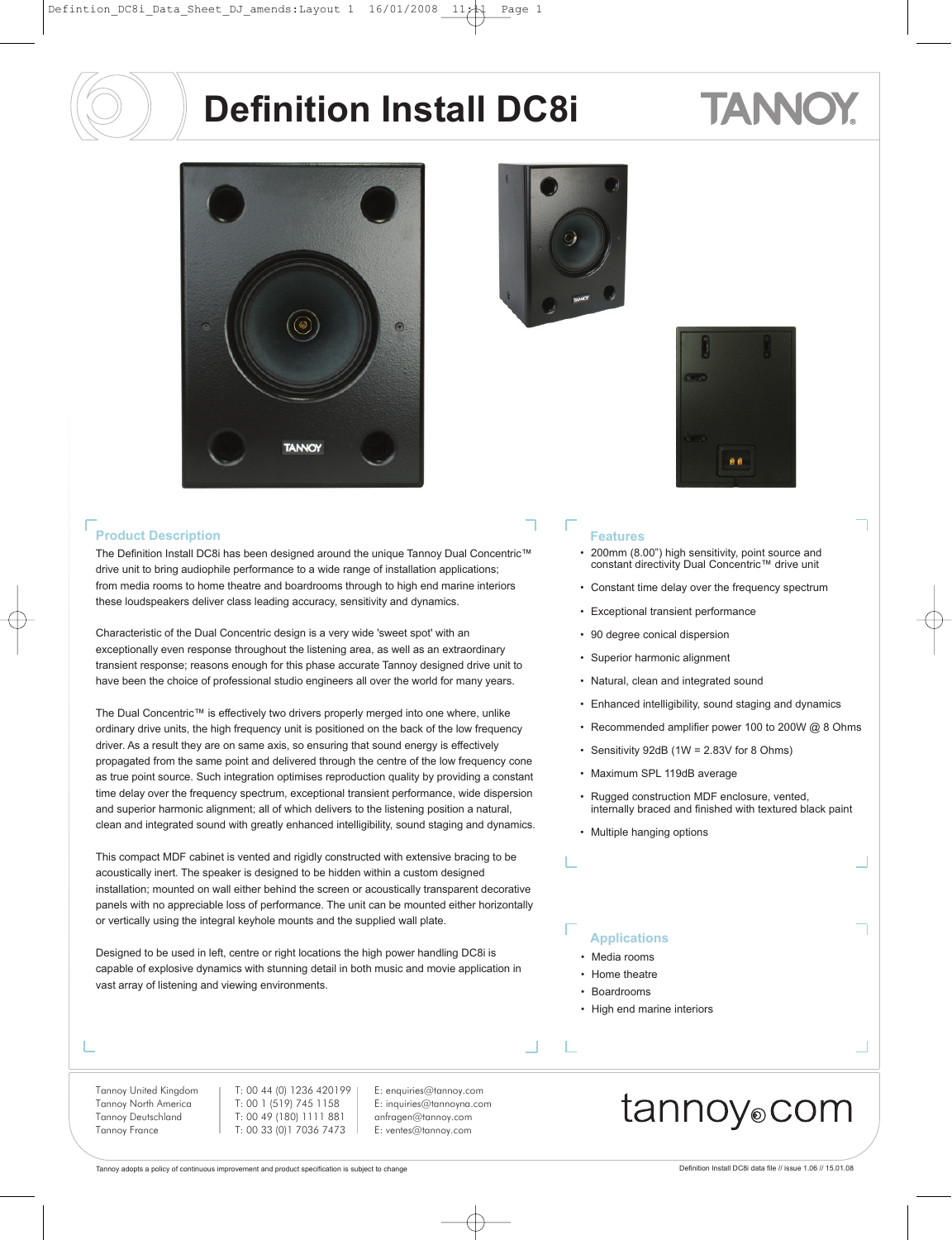# Definition Install DC8i

## Product Description

The Definition Install DC8i has been designed around the unique Tannoy Dual Concentric™ drive unit to bring audiophile performance to a wide range of installation applications; from media rooms to home theatre and boardrooms through to high end marine interiors these loudspeakers deliver class leading accuracy, sensitivity and dynamics.

Characteristic of the Dual Concentric design is a very wide 'sweet spot' with an exceptionally even response throughout the listening area, as well as an extraordinary transient response; reasons enough for this phase accurate Tannoy designed drive unit to have been the choice of professional studio engineers all over the world for many years.

The Dual Concentric™ is effectively two drivers properly merged into one where, unlike ordinary drive units, the high frequency unit is positioned on the back of the low frequency driver. As a result they are on same axis, so ensuring that sound energy is effectively propagated from the same point and delivered through the centre of the low frequency cone as true point source. Such integration optimises reproduction quality by providing a constant time delay over the frequency spectrum, exceptional transient performance, wide dispersion and superior harmonic alignment; all of which delivers to the listening position a natural, clean and integrated sound with greatly enhanced intelligibility, sound staging and dynamics.

This compact MDF cabinet is vented and rigidly constructed with extensive bracing to be acoustically inert. The speaker is designed to be hidden within a custom designed installation; mounted on wall either behind the screen or acoustically transparent decorative panels with no appreciable loss of performance. The unit can be mounted either horizontally or vertically using the integral keyhole mounts and the supplied wall plate.

Designed to be used in left, centre or right locations the high power handling DC8i is capable of explosive dynamics with stunning detail in both music and movie application in vast array of listening and viewing environments.

## Features

- 200mm (8.00") high sensitivity, point source and constant directivity Dual Concentric™ drive unit
- Constant time delay over the frequency spectrum
- Exceptional transient performance
- 90 degree conical dispersion
- Superior harmonic alignment
- Natural, clean and integrated sound
- Enhanced intelligibility, sound staging and dynamics
- Recommended amplifier power 100 to 200W @ 8 Ohms
- Sensitivity 92dB (1W = 2.83V for 8 Ohms)
- Maximum SPL 119dB average
- Rugged construction MDF enclosure, vented, internally braced and finished with textured black paint
- Multiple hanging options

## Applications

- Media rooms
- Home theatre
- Boardrooms
- High end marine interiors

| | | |
|---|---|---|
| Tannoy United Kingdom | T: 00 44 (0) 1236 420199 | E: enquiries@tannoy.com |
| Tannoy North America | T: 00 1 (519) 745 1158 | E: inquiries@tannoyna.com |
| Tannoy Deutschland | T: 00 49 (180) 1111 881 | anfragen@tannoy.com |
| Tannoy France | T: 00 33 (0)1 7036 7473 | E: ventes@tannoy.com |

tannoy.com

Tannoy adopts a policy of continuous improvement and product specification is subject to change

Definition Install DC8i data file // issue 1.06 // 15.01.08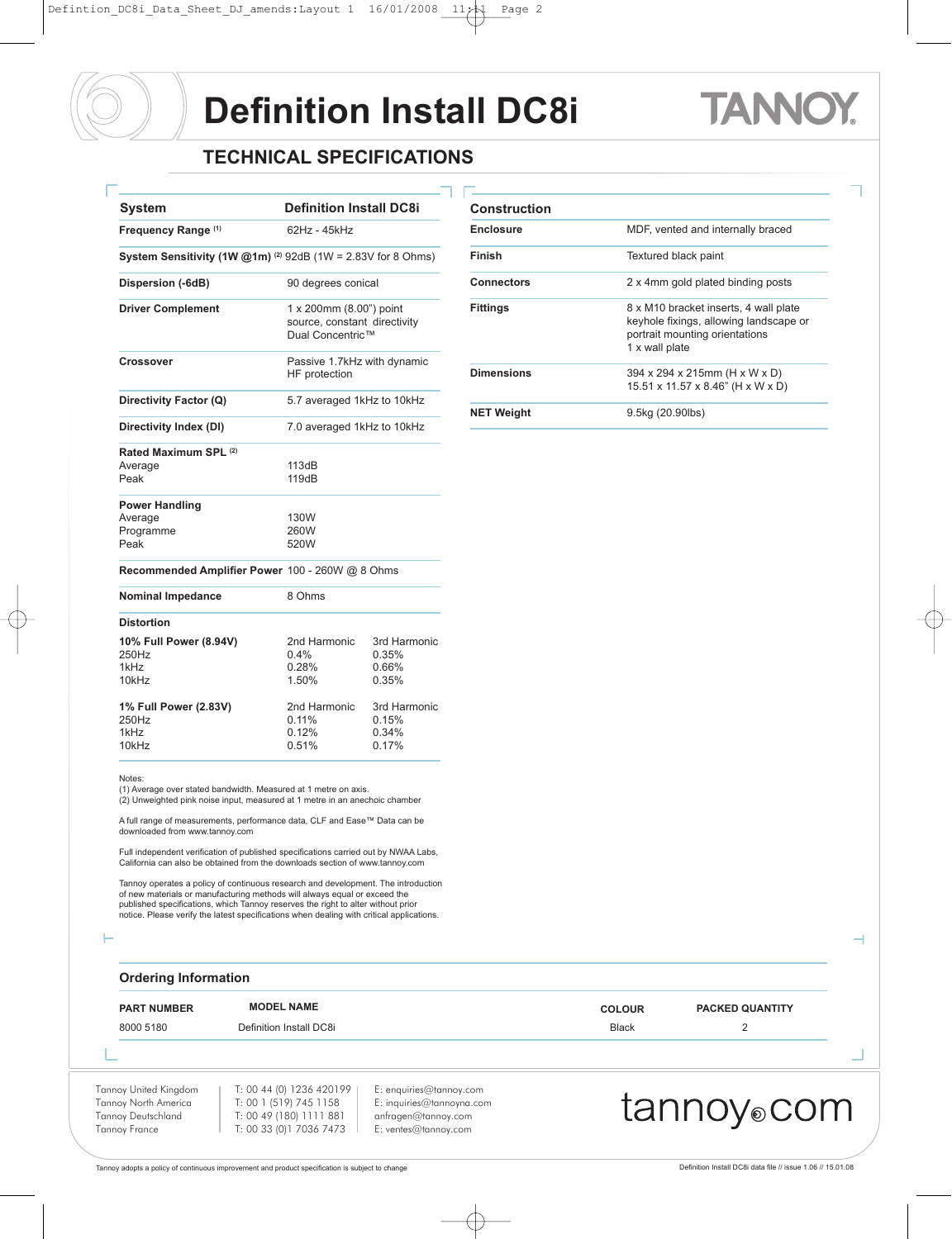# Definition Install DC8i

## TECHNICAL SPECIFICATIONS

| System | Definition Install DC8i | |
|---|---|---|
| **Frequency Range** (1) | 62Hz - 45kHz | |
| **System Sensitivity (1W @1m)** (2) | 92dB (1W = 2.83V for 8 Ohms) | |
| **Dispersion (-6dB)** | 90 degrees conical | |
| **Driver Complement** | 1 x 200mm (8.00") point source, constant directivity Dual Concentric™ | |
| **Crossover** | Passive 1.7kHz with dynamic HF protection | |
| **Directivity Factor (Q)** | 5.7 averaged 1kHz to 10kHz | |
| **Directivity Index (DI)** | 7.0 averaged 1kHz to 10kHz | |
| **Rated Maximum SPL** (2) | | |
| Average | 113dB | |
| Peak | 119dB | |
| **Power Handling** | | |
| Average | 130W | |
| Programme | 260W | |
| Peak | 520W | |
| **Recommended Amplifier Power** | 100 - 260W @ 8 Ohms | |
| **Nominal Impedance** | 8 Ohms | |
| **Distortion** | | |
| **10% Full Power (8.94V)** | 2nd Harmonic | 3rd Harmonic |
| 250Hz | 0.4% | 0.35% |
| 1kHz | 0.28% | 0.66% |
| 10kHz | 1.50% | 0.35% |
| **1% Full Power (2.83V)** | 2nd Harmonic | 3rd Harmonic |
| 250Hz | 0.11% | 0.15% |
| 1kHz | 0.12% | 0.34% |
| 10kHz | 0.51% | 0.17% |

Notes:
(1) Average over stated bandwidth. Measured at 1 metre on axis.
(2) Unweighted pink noise input, measured at 1 metre in an anechoic chamber

A full range of measurements, performance data, CLF and Ease™ Data can be downloaded from www.tannoy.com

Full independent verification of published specifications carried out by NWAA Labs, California can also be obtained from the downloads section of www.tannoy.com

Tannoy operates a policy of continuous research and development. The introduction of new materials or manufacturing methods will always equal or exceed the published specifications, which Tannoy reserves the right to alter without prior notice. Please verify the latest specifications when dealing with critical applications.

| Construction | |
|---|---|
| **Enclosure** | MDF, vented and internally braced |
| **Finish** | Textured black paint |
| **Connectors** | 2 x 4mm gold plated binding posts |
| **Fittings** | 8 x M10 bracket inserts, 4 wall plate keyhole fixings, allowing landscape or portrait mounting orientations<br>1 x wall plate |
| **Dimensions** | 394 x 294 x 215mm (H x W x D)<br>15.51 x 11.57 x 8.46" (H x W x D) |
| **NET Weight** | 9.5kg (20.90lbs) |

### Ordering Information

| PART NUMBER | MODEL NAME | COLOUR | PACKED QUANTITY |
|---|---|---|---|
| 8000 5180 | Definition Install DC8i | Black | 2 |

| | | |
|---|---|---|
| Tannoy United Kingdom | T: 00 44 (0) 1236 420199 | E: enquiries@tannoy.com |
| Tannoy North America | T: 00 1 (519) 745 1158 | E: inquiries@tannoyna.com |
| Tannoy Deutschland | T: 00 49 (180) 1111 881 | anfragen@tannoy.com |
| Tannoy France | T: 00 33 (0)1 7036 7473 | E: ventes@tannoy.com |

tannoy.com

Tannoy adopts a policy of continuous improvement and product specification is subject to change

Definition Install DC8i data file // issue 1.06 // 15.01.08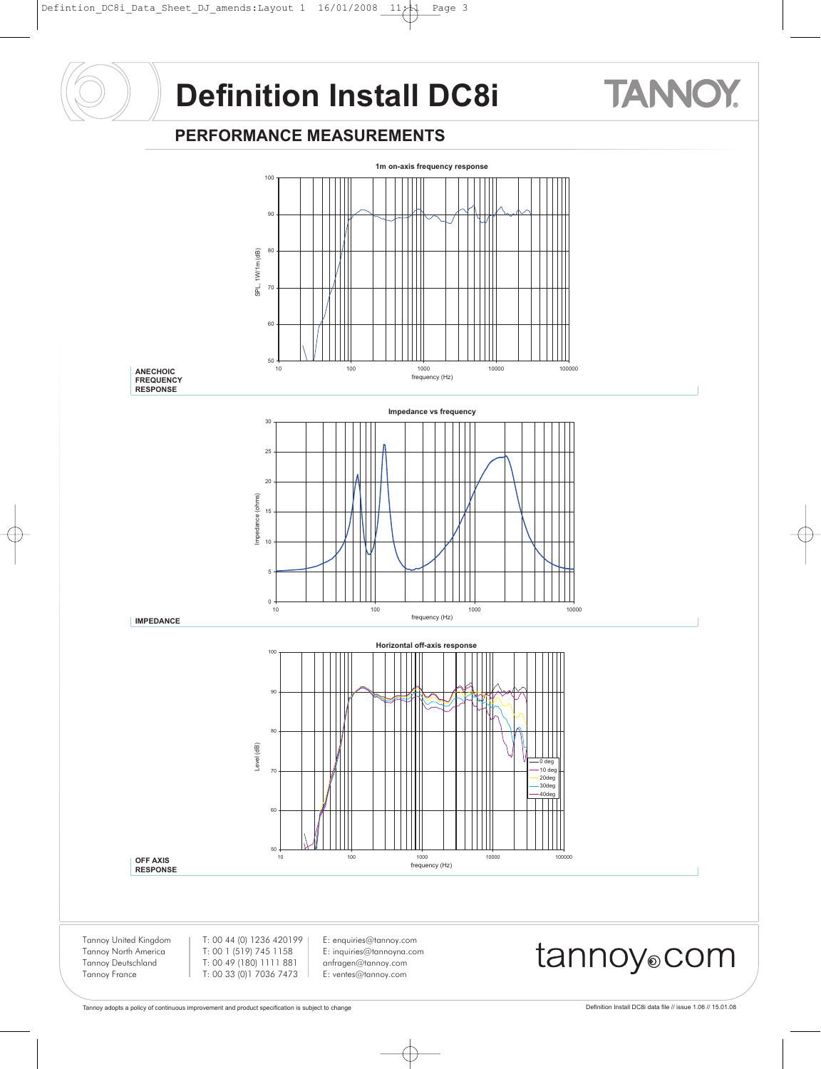# Definition Install DC8i

## PERFORMANCE MEASUREMENTS

**ANECHOIC FREQUENCY RESPONSE**

1m on-axis frequency response

SPL, 1W/1m (dB)

frequency (Hz)

**IMPEDANCE**

Impedance vs frequency

Impedance (ohms)

frequency (Hz)

**OFF AXIS RESPONSE**

Horizontal off-axis response

Level (dB)

frequency (Hz)

0 deg
10 deg
20deg
30deg
40deg

Tannoy United Kingdom T: 00 44 (0) 1236 420199 E: enquiries@tannoy.com
Tannoy North America T: 00 1 (519) 745 1158 E: inquiries@tannoyna.com
Tannoy Deutschland T: 00 49 (180) 1111 881 anfragen@tannoy.com
Tannoy France T: 00 33 (0)1 7036 7473 E: ventes@tannoy.com

tannoy.com

Tannoy adopts a policy of continuous improvement and product specification is subject to change

Definition Install DC8i data file // issue 1.06 // 15.01.08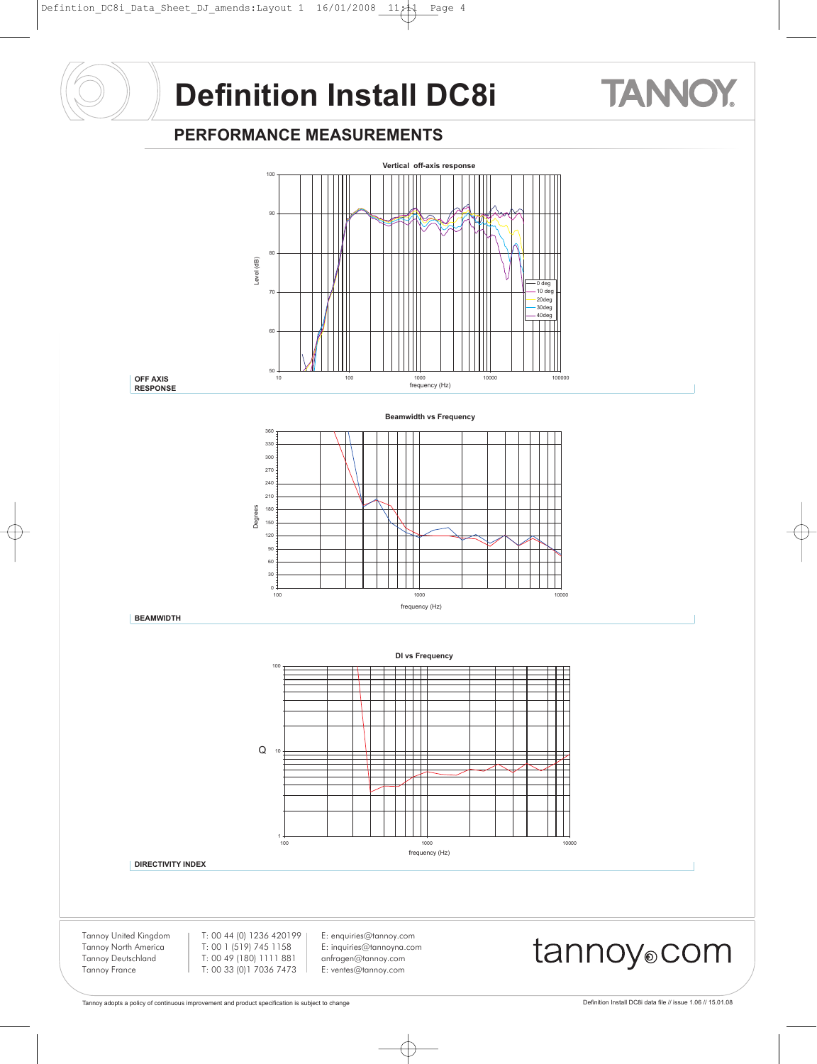# Definition Install DC8i

## PERFORMANCE MEASUREMENTS

**Vertical off-axis response**

Level (dB)

frequency (Hz)

0 deg
10 deg
20deg
30deg
40deg

**OFF AXIS RESPONSE**

**Beamwidth vs Frequency**

Degrees

frequency (Hz)

**BEAMWIDTH**

**DI vs Frequency**

Q

frequency (Hz)

**DIRECTIVITY INDEX**

| | | |
|---|---|---|
| Tannoy United Kingdom | T: 00 44 (0) 1236 420199 | E: enquiries@tannoy.com |
| Tannoy North America | T: 00 1 (519) 745 1158 | E: inquiries@tannoyna.com |
| Tannoy Deutschland | T: 00 49 (180) 1111 881 | anfragen@tannoy.com |
| Tannoy France | T: 00 33 (0)1 7036 7473 | E: ventes@tannoy.com |

tannoy.com

Tannoy adopts a policy of continuous improvement and product specification is subject to change

Definition Install DC8i data file // issue 1.06 // 15.01.08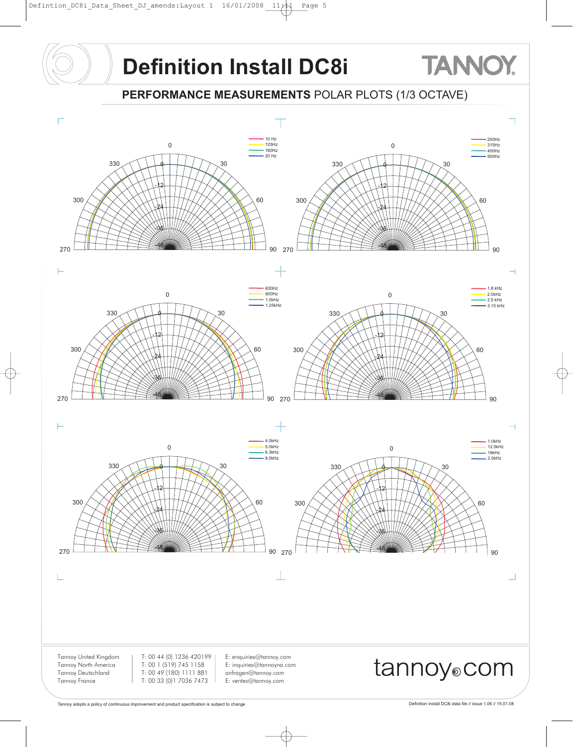# Definition Install DC8i

## PERFORMANCE MEASUREMENTS POLAR PLOTS (1/3 OCTAVE)

10 Hz
125Hz
160Hz
20 Hz

250Hz
315Hz
400Hz
500Hz

630Hz
800Hz
1.0kHz
1.25kHz

1.6 kHz
2.0kHz
2.5 kHz
3.15 kHz

4.0kHz
5.0kHz
6.3kHz
8.0kHz

1.0kHz
12.5kHz
16kHz
2.0kHz

Tannoy United Kingdom | T: 00 44 (0) 1236 420199 | E: enquiries@tannoy.com
Tannoy North America | T: 00 1 (519) 745 1158 | E: inquiries@tannoyna.com
Tannoy Deutschland | T: 00 49 (180) 1111 881 | E: anfragen@tannoy.com
Tannoy France | T: 00 33 (0)1 7036 7473 | E: ventes@tannoy.com

tannoy.com

Tannoy adopts a policy of continuous improvement and product specification is subject to change

Definition Install DC8i data file // issue 1.06 // 15.01.08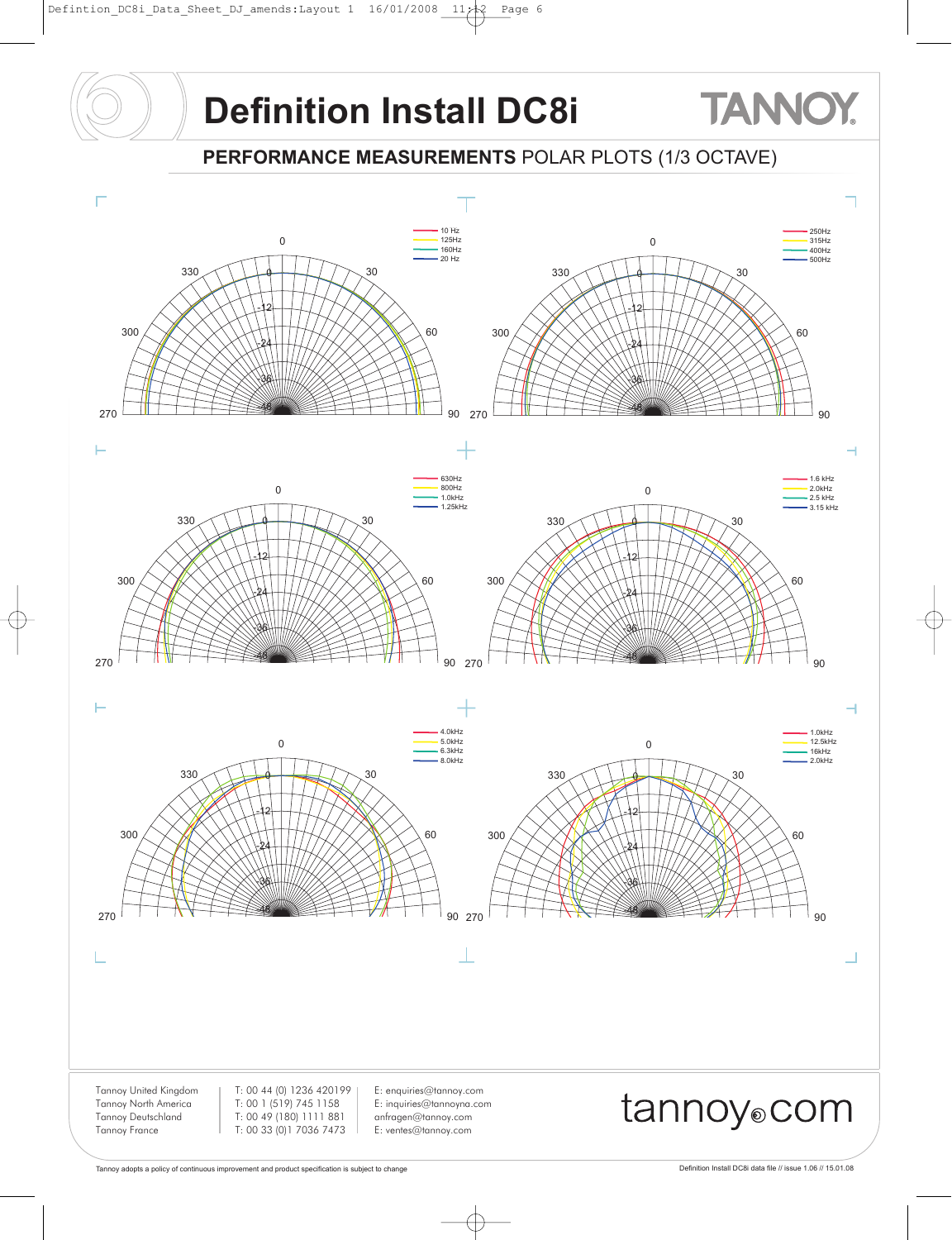# Definition Install DC8i

## PERFORMANCE MEASUREMENTS POLAR PLOTS (1/3 OCTAVE)

10 Hz
125Hz
160Hz
20 Hz

250Hz
315Hz
400Hz
500Hz

630Hz
800Hz
1.0kHz
1.25kHz

1.6 kHz
2.0kHz
2.5 kHz
3.15 kHz

4.0kHz
5.0kHz
6.3kHz
8.0kHz

1.0kHz
12.5kHz
16kHz
2.0kHz

Tannoy United Kingdom T: 00 44 (0) 1236 420199 E: enquiries@tannoy.com
Tannoy North America T: 00 1 (519) 745 1158 E: inquiries@tannoyna.com
Tannoy Deutschland T: 00 49 (180) 1111 881 anfragen@tannoy.com
Tannoy France T: 00 33 (0)1 7036 7473 E: ventes@tannoy.com

tannoy.com

Tannoy adopts a policy of continuous improvement and product specification is subject to change

Definition Install DC8i data file // issue 1.06 // 15.01.08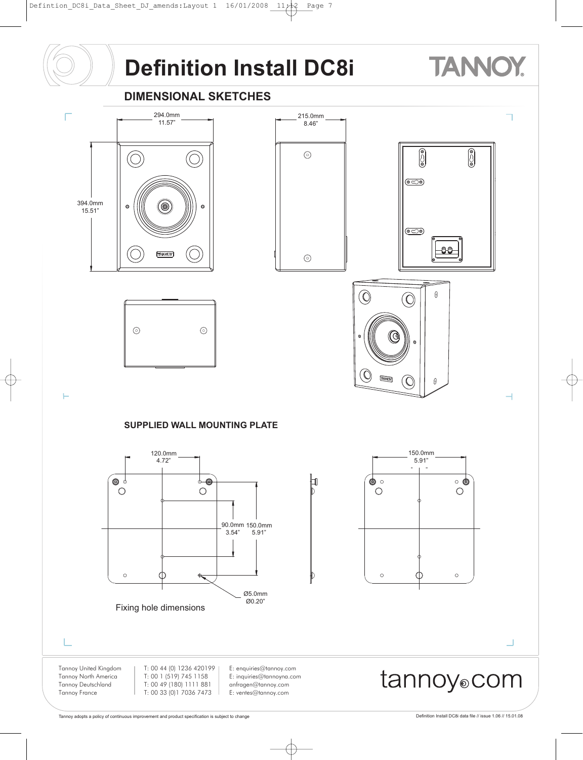# Definition Install DC8i

TANNOY

## DIMENSIONAL SKETCHES

294.0mm
11.57"

215.0mm
8.46"

394.0mm
15.51"

## SUPPLIED WALL MOUNTING PLATE

120.0mm
4.72"

150.0mm
5.91"

90.0mm
3.54"

150.0mm
5.91"

Ø5.0mm
Ø0.20"

Fixing hole dimensions

Tannoy United Kingdom T: 00 44 (0) 1236 420199 E: enquiries@tannoy.com
Tannoy North America T: 00 1 (519) 745 1158 E: inquiries@tannoyna.com
Tannoy Deutschland T: 00 49 (180) 1111 881 anfragen@tannoy.com
Tannoy France T: 00 33 (0)1 7036 7473 E: ventes@tannoy.com

tannoy.com

Tannoy adopts a policy of continuous improvement and product specification is subject to change

Definition Install DC8i data file // issue 1.06 // 15.01.08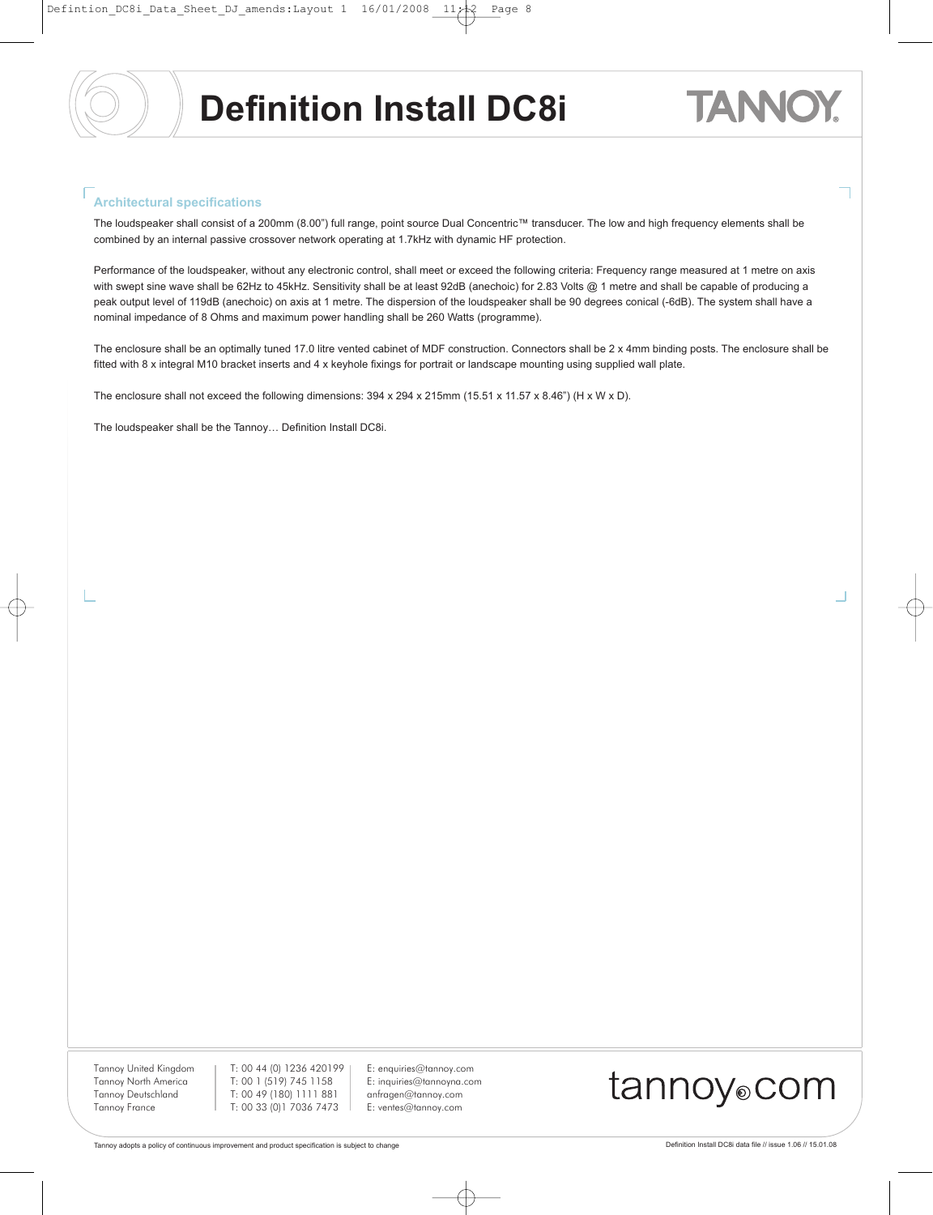# Definition Install DC8i

## Architectural specifications

The loudspeaker shall consist of a 200mm (8.00") full range, point source Dual Concentric™ transducer. The low and high frequency elements shall be combined by an internal passive crossover network operating at 1.7kHz with dynamic HF protection.

Performance of the loudspeaker, without any electronic control, shall meet or exceed the following criteria: Frequency range measured at 1 metre on axis with swept sine wave shall be 62Hz to 45kHz. Sensitivity shall be at least 92dB (anechoic) for 2.83 Volts @ 1 metre and shall be capable of producing a peak output level of 119dB (anechoic) on axis at 1 metre. The dispersion of the loudspeaker shall be 90 degrees conical (-6dB). The system shall have a nominal impedance of 8 Ohms and maximum power handling shall be 260 Watts (programme).

The enclosure shall be an optimally tuned 17.0 litre vented cabinet of MDF construction. Connectors shall be 2 x 4mm binding posts. The enclosure shall be fitted with 8 x integral M10 bracket inserts and 4 x keyhole fixings for portrait or landscape mounting using supplied wall plate.

The enclosure shall not exceed the following dimensions: 394 x 294 x 215mm (15.51 x 11.57 x 8.46") (H x W x D).

The loudspeaker shall be the Tannoy… Definition Install DC8i.

| | | |
|---|---|---|
| Tannoy United Kingdom | T: 00 44 (0) 1236 420199 | E: enquiries@tannoy.com |
| Tannoy North America | T: 00 1 (519) 745 1158 | E: inquiries@tannoyna.com |
| Tannoy Deutschland | T: 00 49 (180) 1111 881 | anfragen@tannoy.com |
| Tannoy France | T: 00 33 (0)1 7036 7473 | E: ventes@tannoy.com |

tannoy.com

Tannoy adopts a policy of continuous improvement and product specification is subject to change

Definition Install DC8i data file // issue 1.06 // 15.01.08